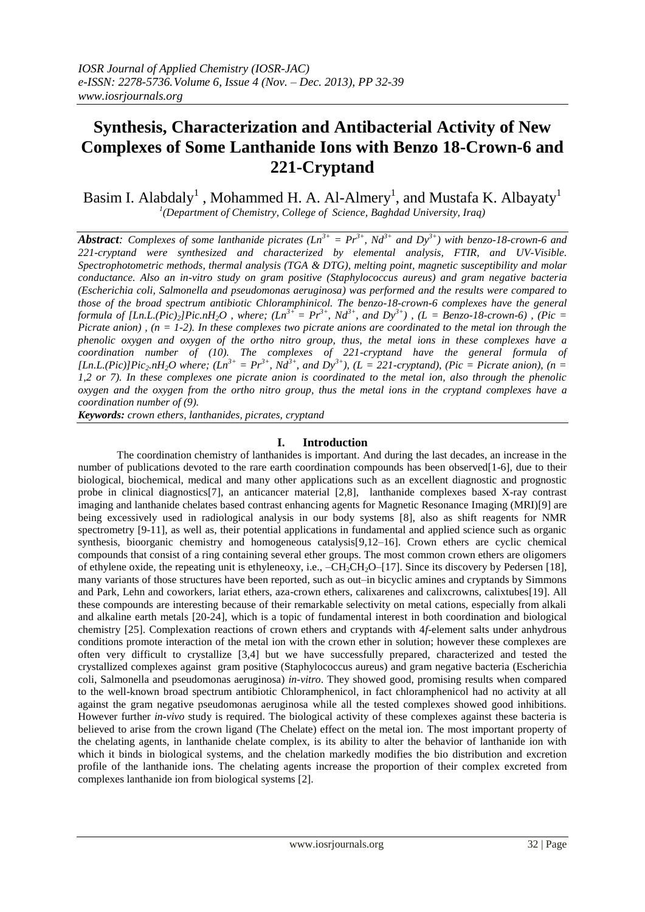# Synthesis, Characterization and Antibacterial Activity of New Complexes of Some Lanthanide Ions with Benzo 18-Crown-6 and 221-Cryptand

Basim I. Alabdaly[1] , Mohammed H. A. Al-Almery[1], and Mustafa K. Albayaty[1]

[1](Department of Chemistry, College of Science, Baghdad University, Iraq)

***Abstract**: Complexes of some lanthanide picrates ($Ln^{3+}$ = $Pr^{3+}$, $Nd^{3+}$ and $Dy^{3+}$) with benzo-18-crown-6 and 221-cryptand were synthesized and characterized by elemental analysis, FTIR, and UV-Visible. Spectrophotometric methods, thermal analysis (TGA & DTG), melting point, magnetic susceptibility and molar conductance. Also an in-vitro study on gram positive (Staphylococcus aureus) and gram negative bacteria (Escherichia coli, Salmonella and pseudomonas aeruginosa) was performed and the results were compared to those of the broad spectrum antibiotic Chloramphinicol. The benzo-18-crown-6 complexes have the general formula of $[Ln.L.(Pic)_2]Pic.nH_2O$ , where; ($Ln^{3+}$ = $Pr^{3+}$, $Nd^{3+}$, and $Dy^{3+}$) , (L = Benzo-18-crown-6) , (Pic = Picrate anion) , (n = 1-2). In these complexes two picrate anions are coordinated to the metal ion through the phenolic oxygen and oxygen of the ortho nitro group, thus, the metal ions in these complexes have a coordination number of (10). The complexes of 221-cryptand have the general formula of $[Ln.L.(Pic)]Pic_2.nH_2O$ where; ($Ln^{3+}$ = $Pr^{3+}$, $Nd^{3+}$, and $Dy^{3+}$), (L = 221-cryptand), (Pic = Picrate anion), (n = 1,2 or 7). In these complexes one picrate anion is coordinated to the metal ion, also through the phenolic oxygen and the oxygen from the ortho nitro group, thus the metal ions in the cryptand complexes have a coordination number of (9).*

***Keywords:** crown ethers, lanthanides, picrates, cryptand*

## I. Introduction

The coordination chemistry of lanthanides is important. And during the last decades, an increase in the number of publications devoted to the rare earth coordination compounds has been observed[1-6], due to their biological, biochemical, medical and many other applications such as an excellent diagnostic and prognostic probe in clinical diagnostics[7], an anticancer material [2,8], lanthanide complexes based X-ray contrast imaging and lanthanide chelates based contrast enhancing agents for Magnetic Resonance Imaging (MRI)[9] are being excessively used in radiological analysis in our body systems [8], also as shift reagents for NMR spectrometry [9-11], as well as, their potential applications in fundamental and applied science such as organic synthesis, bioorganic chemistry and homogeneous catalysis[9,12–16]. Crown ethers are cyclic chemical compounds that consist of a ring containing several ether groups. The most common crown ethers are oligomers of ethylene oxide, the repeating unit is ethyleneoxy, i.e., $–CH_2CH_2O–$[17]. Since its discovery by Pedersen [18], many variants of those structures have been reported, such as out–in bicyclic amines and cryptands by Simmons and Park, Lehn and coworkers, lariat ethers, aza-crown ethers, calixarenes and calixcrowns, calixtubes[19]. All these compounds are interesting because of their remarkable selectivity on metal cations, especially from alkali and alkaline earth metals [20-24], which is a topic of fundamental interest in both coordination and biological chemistry [25]. Complexation reactions of crown ethers and cryptands with 4*f*-element salts under anhydrous conditions promote interaction of the metal ion with the crown ether in solution; however these complexes are often very difficult to crystallize [3,4] but we have successfully prepared, characterized and tested the crystallized complexes against gram positive (Staphylococcus aureus) and gram negative bacteria (Escherichia coli, Salmonella and pseudomonas aeruginosa) *in-vitro*. They showed good, promising results when compared to the well-known broad spectrum antibiotic Chloramphenicol, in fact chloramphenicol had no activity at all against the gram negative pseudomonas aeruginosa while all the tested complexes showed good inhibitions. However further *in-vivo* study is required. The biological activity of these complexes against these bacteria is believed to arise from the crown ligand (The Chelate) effect on the metal ion. The most important property of the chelating agents, in lanthanide chelate complex, is its ability to alter the behavior of lanthanide ion with which it binds in biological systems, and the chelation markedly modifies the bio distribution and excretion profile of the lanthanide ions. The chelating agents increase the proportion of their complex excreted from complexes lanthanide ion from biological systems [2].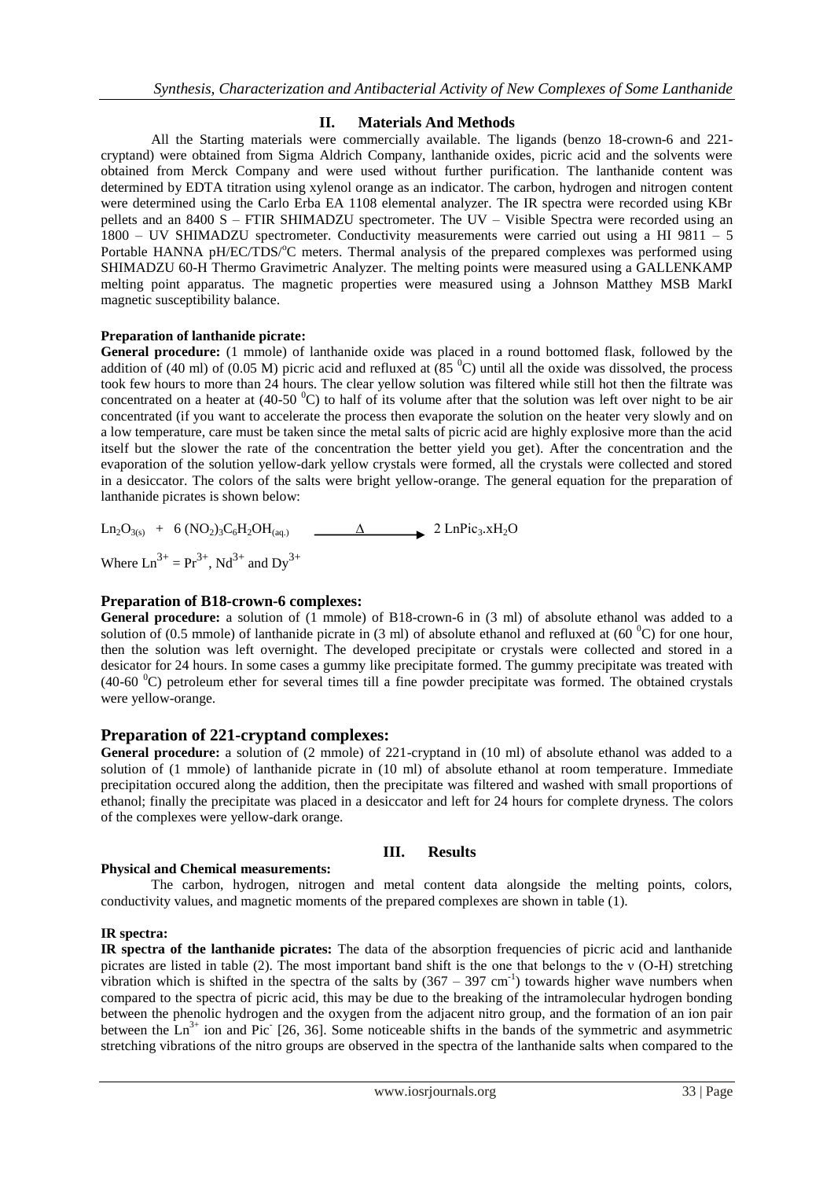## II. Materials And Methods

All the Starting materials were commercially available. The ligands (benzo 18-crown-6 and 221-cryptand) were obtained from Sigma Aldrich Company, lanthanide oxides, picric acid and the solvents were obtained from Merck Company and were used without further purification. The lanthanide content was determined by EDTA titration using xylenol orange as an indicator. The carbon, hydrogen and nitrogen content were determined using the Carlo Erba EA 1108 elemental analyzer. The IR spectra were recorded using KBr pellets and an 8400 S – FTIR SHIMADZU spectrometer. The UV – Visible Spectra were recorded using an 1800 – UV SHIMADZU spectrometer. Conductivity measurements were carried out using a HI 9811 – 5 Portable HANNA pH/EC/TDS/°C meters. Thermal analysis of the prepared complexes was performed using SHIMADZU 60-H Thermo Gravimetric Analyzer. The melting points were measured using a GALLENKAMP melting point apparatus. The magnetic properties were measured using a Johnson Matthey MSB MarkI magnetic susceptibility balance.

**Preparation of lanthanide picrate:**

**General procedure:** (1 mmole) of lanthanide oxide was placed in a round bottomed flask, followed by the addition of (40 ml) of (0.05 M) picric acid and refluxed at (85 °C) until all the oxide was dissolved, the process took few hours to more than 24 hours. The clear yellow solution was filtered while still hot then the filtrate was concentrated on a heater at (40-50 °C) to half of its volume after that the solution was left over night to be air concentrated (if you want to accelerate the process then evaporate the solution on the heater very slowly and on a low temperature, care must be taken since the metal salts of picric acid are highly explosive more than the acid itself but the slower the rate of the concentration the better yield you get). After the concentration and the evaporation of the solution yellow-dark yellow crystals were formed, all the crystals were collected and stored in a desiccator. The colors of the salts were bright yellow-orange. The general equation for the preparation of lanthanide picrates is shown below:

$$Ln_2O_{3(s)} \; + \; 6\,(NO_2)_3C_6H_2OH_{(aq.)} \xrightarrow{\Delta} 2\,LnPic_3.xH_2O$$

Where $Ln^{3+} = Pr^{3+}$, $Nd^{3+}$ and $Dy^{3+}$

### Preparation of B18-crown-6 complexes:

**General procedure:** a solution of (1 mmole) of B18-crown-6 in (3 ml) of absolute ethanol was added to a solution of (0.5 mmole) of lanthanide picrate in (3 ml) of absolute ethanol and refluxed at (60 °C) for one hour, then the solution was left overnight. The developed precipitate or crystals were collected and stored in a desicator for 24 hours. In some cases a gummy like precipitate formed. The gummy precipitate was treated with (40-60 °C) petroleum ether for several times till a fine powder precipitate was formed. The obtained crystals were yellow-orange.

### Preparation of 221-cryptand complexes:

**General procedure:** a solution of (2 mmole) of 221-cryptand in (10 ml) of absolute ethanol was added to a solution of (1 mmole) of lanthanide picrate in (10 ml) of absolute ethanol at room temperature. Immediate precipitation occured along the addition, then the precipitate was filtered and washed with small proportions of ethanol; finally the precipitate was placed in a desiccator and left for 24 hours for complete dryness. The colors of the complexes were yellow-dark orange.

## III. Results

**Physical and Chemical measurements:**

The carbon, hydrogen, nitrogen and metal content data alongside the melting points, colors, conductivity values, and magnetic moments of the prepared complexes are shown in table (1).

**IR spectra:**

**IR spectra of the lanthanide picrates:** The data of the absorption frequencies of picric acid and lanthanide picrates are listed in table (2). The most important band shift is the one that belongs to the ν (O-H) stretching vibration which is shifted in the spectra of the salts by ($367 - 397\ cm^{-1}$) towards higher wave numbers when compared to the spectra of picric acid, this may be due to the breaking of the intramolecular hydrogen bonding between the phenolic hydrogen and the oxygen from the adjacent nitro group, and the formation of an ion pair between the $Ln^{3+}$ ion and $Pic^{-}$ [26, 36]. Some noticeable shifts in the bands of the symmetric and asymmetric stretching vibrations of the nitro groups are observed in the spectra of the lanthanide salts when compared to the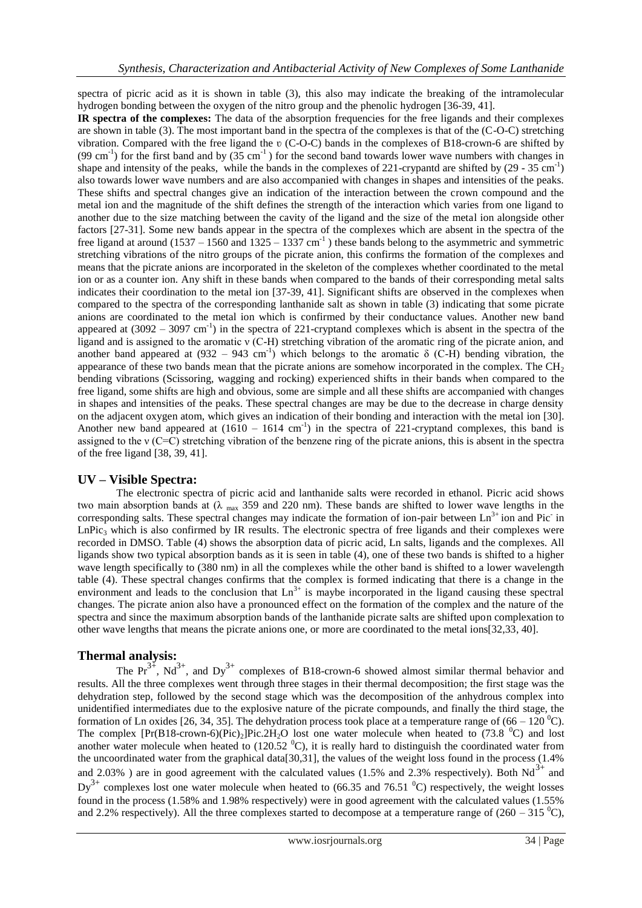spectra of picric acid as it is shown in table (3), this also may indicate the breaking of the intramolecular hydrogen bonding between the oxygen of the nitro group and the phenolic hydrogen [36-39, 41].

**IR spectra of the complexes:** The data of the absorption frequencies for the free ligands and their complexes are shown in table (3). The most important band in the spectra of the complexes is that of the (C-O-C) stretching vibration. Compared with the free ligand the $\upsilon$ (C-O-C) bands in the complexes of B18-crown-6 are shifted by (99 $cm^{-1}$) for the first band and by (35 $cm^{-1}$) for the second band towards lower wave numbers with changes in shape and intensity of the peaks, while the bands in the complexes of 221-crypantd are shifted by (29 - 35 $cm^{-1}$) also towards lower wave numbers and are also accompanied with changes in shapes and intensities of the peaks. These shifts and spectral changes give an indication of the interaction between the crown compound and the metal ion and the magnitude of the shift defines the strength of the interaction which varies from one ligand to another due to the size matching between the cavity of the ligand and the size of the metal ion alongside other factors [27-31]. Some new bands appear in the spectra of the complexes which are absent in the spectra of the free ligand at around (1537 – 1560 and 1325 – 1337 $cm^{-1}$) these bands belong to the asymmetric and symmetric stretching vibrations of the nitro groups of the picrate anion, this confirms the formation of the complexes and means that the picrate anions are incorporated in the skeleton of the complexes whether coordinated to the metal ion or as a counter ion. Any shift in these bands when compared to the bands of their corresponding metal salts indicates their coordination to the metal ion [37-39, 41]. Significant shifts are observed in the complexes when compared to the spectra of the corresponding lanthanide salt as shown in table (3) indicating that some picrate anions are coordinated to the metal ion which is confirmed by their conductance values. Another new band appeared at (3092 – 3097 $cm^{-1}$) in the spectra of 221-cryptand complexes which is absent in the spectra of the ligand and is assigned to the aromatic $\nu$ (C-H) stretching vibration of the aromatic ring of the picrate anion, and another band appeared at (932 – 943 $cm^{-1}$) which belongs to the aromatic $\delta$ (C-H) bending vibration, the appearance of these two bands mean that the picrate anions are somehow incorporated in the complex. The $CH_2$ bending vibrations (Scissoring, wagging and rocking) experienced shifts in their bands when compared to the free ligand, some shifts are high and obvious, some are simple and all these shifts are accompanied with changes in shapes and intensities of the peaks. These spectral changes are may be due to the decrease in charge density on the adjacent oxygen atom, which gives an indication of their bonding and interaction with the metal ion [30]. Another new band appeared at (1610 – 1614 $cm^{-1}$) in the spectra of 221-cryptand complexes, this band is assigned to the $\nu$ (C=C) stretching vibration of the benzene ring of the picrate anions, this is absent in the spectra of the free ligand [38, 39, 41].

## UV – Visible Spectra:

The electronic spectra of picric acid and lanthanide salts were recorded in ethanol. Picric acid shows two main absorption bands at ($\lambda_{max}$ 359 and 220 nm). These bands are shifted to lower wave lengths in the corresponding salts. These spectral changes may indicate the formation of ion-pair between $Ln^{3+}$ ion and $Pic^-$ in $LnPic_3$ which is also confirmed by IR results. The electronic spectra of free ligands and their complexes were recorded in DMSO. Table (4) shows the absorption data of picric acid, Ln salts, ligands and the complexes. All ligands show two typical absorption bands as it is seen in table (4), one of these two bands is shifted to a higher wave length specifically to (380 nm) in all the complexes while the other band is shifted to a lower wavelength table (4). These spectral changes confirms that the complex is formed indicating that there is a change in the environment and leads to the conclusion that $Ln^{3+}$ is maybe incorporated in the ligand causing these spectral changes. The picrate anion also have a pronounced effect on the formation of the complex and the nature of the spectra and since the maximum absorption bands of the lanthanide picrate salts are shifted upon complexation to other wave lengths that means the picrate anions one, or more are coordinated to the metal ions[32,33, 40].

## Thermal analysis:

The $Pr^{3+}$, $Nd^{3+}$, and $Dy^{3+}$ complexes of B18-crown-6 showed almost similar thermal behavior and results. All the three complexes went through three stages in their thermal decomposition; the first stage was the dehydration step, followed by the second stage which was the decomposition of the anhydrous complex into unidentified intermediates due to the explosive nature of the picrate compounds, and finally the third stage, the formation of Ln oxides [26, 34, 35]. The dehydration process took place at a temperature range of (66 – 120 $^0$C). The complex $[Pr(B18\text{-}crown\text{-}6)(Pic)_2]Pic.2H_2O$ lost one water molecule when heated to (73.8 $^0$C) and lost another water molecule when heated to (120.52 $^0$C), it is really hard to distinguish the coordinated water from the uncoordinated water from the graphical data[30,31], the values of the weight loss found in the process (1.4% and 2.03% ) are in good agreement with the calculated values (1.5% and 2.3% respectively). Both $Nd^{3+}$ and $Dy^{3+}$ complexes lost one water molecule when heated to (66.35 and 76.51 $^0$C) respectively, the weight losses found in the process (1.58% and 1.98% respectively) were in good agreement with the calculated values (1.55% and 2.2% respectively). All the three complexes started to decompose at a temperature range of (260 – 315 $^0$C),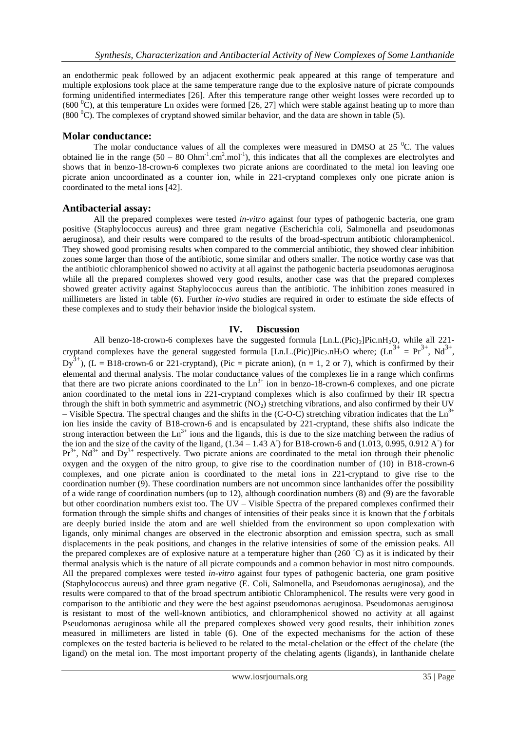an endothermic peak followed by an adjacent exothermic peak appeared at this range of temperature and multiple explosions took place at the same temperature range due to the explosive nature of picrate compounds forming unidentified intermediates [26]. After this temperature range other weight losses were recorded up to (600 $^0$C), at this temperature Ln oxides were formed [26, 27] which were stable against heating up to more than (800 $^0$C). The complexes of cryptand showed similar behavior, and the data are shown in table (5).

## Molar conductance:

The molar conductance values of all the complexes were measured in DMSO at 25 $^0$C. The values obtained lie in the range (50 – 80 $Ohm^{-1}.cm^2.mol^{-1}$), this indicates that all the complexes are electrolytes and shows that in benzo-18-crown-6 complexes two picrate anions are coordinated to the metal ion leaving one picrate anion uncoordinated as a counter ion, while in 221-cryptand complexes only one picrate anion is coordinated to the metal ions [42].

## Antibacterial assay:

All the prepared complexes were tested *in-vitro* against four types of pathogenic bacteria, one gram positive (Staphylococcus aureus**)** and three gram negative (Escherichia coli, Salmonella and pseudomonas aeruginosa), and their results were compared to the results of the broad-spectrum antibiotic chloramphenicol. They showed good promising results when compared to the commercial antibiotic, they showed clear inhibition zones some larger than those of the antibiotic, some similar and others smaller. The notice worthy case was that the antibiotic chloramphenicol showed no activity at all against the pathogenic bacteria pseudomonas aeruginosa while all the prepared complexes showed very good results, another case was that the prepared complexes showed greater activity against Staphylococcus aureus than the antibiotic. The inhibition zones measured in millimeters are listed in table (6). Further *in-vivo* studies are required in order to estimate the side effects of these complexes and to study their behavior inside the biological system.

# IV. Discussion

All benzo-18-crown-6 complexes have the suggested formula $[Ln.L.(Pic)_2]Pic.nH_2O$, while all 221-cryptand complexes have the general suggested formula $[Ln.L.(Pic)]Pic_2.nH_2O$ where; ($Ln^{3+} = Pr^{3+}$, $Nd^{3+}$, $Dy^{3+}$), (L = B18-crown-6 or 221-cryptand), (Pic = picrate anion), (n = 1, 2 or 7), which is confirmed by their elemental and thermal analysis. The molar conductance values of the complexes lie in a range which confirms that there are two picrate anions coordinated to the $Ln^{3+}$ ion in benzo-18-crown-6 complexes, and one picrate anion coordinated to the metal ions in 221-cryptand complexes which is also confirmed by their IR spectra through the shift in both symmetric and asymmetric ($NO_2$) stretching vibrations, and also confirmed by their UV – Visible Spectra. The spectral changes and the shifts in the (C-O-C) stretching vibration indicates that the $Ln^{3+}$ ion lies inside the cavity of B18-crown-6 and is encapsulated by 221-cryptand, these shifts also indicate the strong interaction between the $Ln^{3+}$ ions and the ligands, this is due to the size matching between the radius of the ion and the size of the cavity of the ligand, (1.34 – 1.43 A°) for B18-crown-6 and (1.013, 0.995, 0.912 A°) for $Pr^{3+}$, $Nd^{3+}$ and $Dy^{3+}$ respectively. Two picrate anions are coordinated to the metal ion through their phenolic oxygen and the oxygen of the nitro group, to give rise to the coordination number of (10) in B18-crown-6 complexes, and one picrate anion is coordinated to the metal ions in 221-cryptand to give rise to the coordination number (9). These coordination numbers are not uncommon since lanthanides offer the possibility of a wide range of coordination numbers (up to 12), although coordination numbers (8) and (9) are the favorable but other coordination numbers exist too. The UV – Visible Spectra of the prepared complexes confirmed their formation through the simple shifts and changes of intensities of their peaks since it is known that the *f* orbitals are deeply buried inside the atom and are well shielded from the environment so upon complexation with ligands, only minimal changes are observed in the electronic absorption and emission spectra, such as small displacements in the peak positions, and changes in the relative intensities of some of the emission peaks. All the prepared complexes are of explosive nature at a temperature higher than (260 °C) as it is indicated by their thermal analysis which is the nature of all picrate compounds and a common behavior in most nitro compounds. All the prepared complexes were tested *in-vitro* against four types of pathogenic bacteria, one gram positive (Staphylococcus aureus) and three gram negative (E. Coli, Salmonella, and Pseudomonas aeruginosa), and the results were compared to that of the broad spectrum antibiotic Chloramphenicol. The results were very good in comparison to the antibiotic and they were the best against pseudomonas aeruginosa. Pseudomonas aeruginosa is resistant to most of the well-known antibiotics, and chloramphenicol showed no activity at all against Pseudomonas aeruginosa while all the prepared complexes showed very good results, their inhibition zones measured in millimeters are listed in table (6). One of the expected mechanisms for the action of these complexes on the tested bacteria is believed to be related to the metal-chelation or the effect of the chelate (the ligand) on the metal ion. The most important property of the chelating agents (ligands), in lanthanide chelate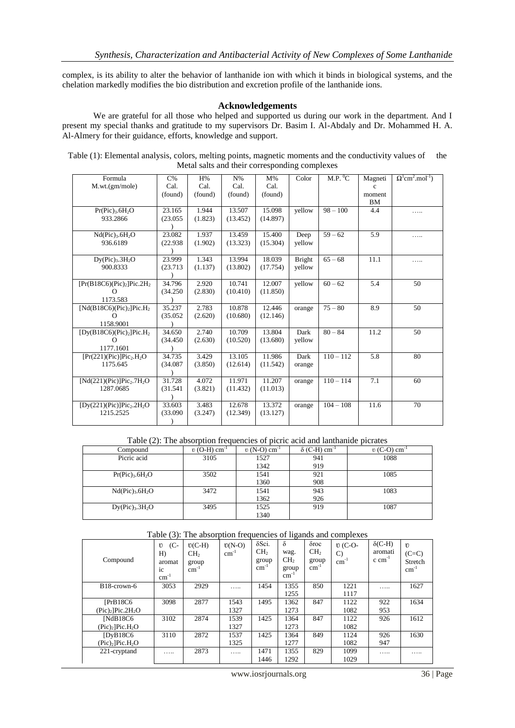complex, is its ability to alter the behavior of lanthanide ion with which it binds in biological systems, and the chelation markedly modifies the bio distribution and excretion profile of the lanthanide ions.

## Acknowledgements

We are grateful for all those who helped and supported us during our work in the department. And I present my special thanks and gratitude to my supervisors Dr. Basim I. Al-Abdaly and Dr. Mohammed H. A. Al-Almery for their guidance, efforts, knowledge and support.

Table (1): Elemental analysis, colors, melting points, magnetic moments and the conductivity values of the Metal salts and their corresponding complexes

| Formula M.wt.(gm/mole) | C% Cal. (found) | H% Cal. (found) | N% Cal. (found) | M% Cal. (found) | Color | M.P. $^0$C | Magnetic moment BM | $\Omega^1 cm^2.mol^{-1}$) |
|---|---|---|---|---|---|---|---|---|
| $Pr(Pic)_3.6H_2O$ 933.2866 | 23.165 (23.055) | 1.944 (1.823) | 13.507 (13.452) | 15.098 (14.897) | yellow | 98 – 100 | 4.4 | ….. |
| $Nd(Pic)_3.6H_2O$ 936.6189 | 23.082 (22.938) | 1.937 (1.902) | 13.459 (13.323) | 15.400 (15.304) | Deep yellow | 59 – 62 | 5.9 | ….. |
| $Dy(Pic)_3.3H_2O$ 900.8333 | 23.999 (23.713) | 1.343 (1.137) | 13.994 (13.802) | 18.039 (17.754) | Bright yellow | 65 – 68 | 11.1 | ….. |
| $[Pr(B18C6)(Pic)_2]Pic.2H_2O$ 1173.583 | 34.796 (34.250) | 2.920 (2.830) | 10.741 (10.410) | 12.007 (11.850) | yellow | 60 – 62 | 5.4 | 50 |
| $[Nd(B18C6)(Pic)_2]Pic.H_2O$ 1158.9001 | 35.237 (35.052) | 2.783 (2.620) | 10.878 (10.680) | 12.446 (12.146) | orange | 75 – 80 | 8.9 | 50 |
| $[Dy(B18C6)(Pic)_2]Pic.H_2O$ 1177.1601 | 34.650 (34.450) | 2.740 (2.630) | 10.709 (10.520) | 13.804 (13.680) | Dark yellow | 80 – 84 | 11.2 | 50 |
| $[Pr(221)(Pic)]Pic_2.H_2O$ 1175.645 | 34.735 (34.087) | 3.429 (3.850) | 13.105 (12.614) | 11.986 (11.542) | Dark orange | 110 – 112 | 5.8 | 80 |
| $[Nd(221)(Pic)]Pic_2.7H_2O$ 1287.0685 | 31.728 (31.541) | 4.072 (3.821) | 11.971 (11.432) | 11.207 (11.013) | orange | 110 – 114 | 7.1 | 60 |
| $[Dy(221)(Pic)]Pic_2.2H_2O$ 1215.2525 | 33.603 (33.090) | 3.483 (3.247) | 12.678 (12.349) | 13.372 (13.127) | orange | 104 – 108 | 11.6 | 70 |

Table (2): The absorption frequencies of picric acid and lanthanide picrates

| Compound | υ (O-H) $cm^{-1}$ | υ (N-O) $cm^{-1}$ | δ (C-H) $cm^{-1}$ | υ (C-O) $cm^{-1}$ |
|---|---|---|---|---|
| Picric acid | 3105 | 1527<br>1342 | 941<br>919 | 1088 |
| $Pr(Pic)_3.6H_2O$ | 3502 | 1541<br>1360 | 921<br>908 | 1085 |
| $Nd(Pic)_3.6H_2O$ | 3472 | 1541<br>1362 | 943<br>926 | 1083 |
| $Dy(Pic)_3.3H_2O$ | 3495 | 1525<br>1340 | 919 | 1087 |

Table (3): The absorption frequencies of ligands and complexes

| Compound | υ (C-H) aromatic $cm^{-1}$ | υ(C-H) $CH_2$ group $cm^{-1}$ | υ(N-O) $cm^{-1}$ | δSci. $CH_2$ group $cm^{-1}$ | δ wag. $CH_2$ group $cm^{-1}$ | δroc $CH_2$ group $cm^{-1}$ | υ (C-O-C) $cm^{-1}$ | δ(C-H) aromatic $cm^{-1}$ | υ (C=C) Stretch $cm^{-1}$ |
|---|---|---|---|---|---|---|---|---|---|
| B18-crown-6 | 3053 | 2929 | ….. | 1454 | 1355<br>1255 | 850 | 1221<br>1117 | ….. | 1627 |
| $[PrB18C6 (Pic)_2]Pic.2H_2O$ | 3098 | 2877 | 1543<br>1327 | 1495 | 1362<br>1273 | 847 | 1122<br>1082 | 922<br>953 | 1634 |
| $[NdB18C6 (Pic)_2]Pic.H_2O$ | 3102 | 2874 | 1539<br>1327 | 1425 | 1364<br>1273 | 847 | 1122<br>1082 | 926 | 1612 |
| $[DyB18C6 (Pic)_2]Pic.H_2O$ | 3110 | 2872 | 1537<br>1325 | 1425 | 1364<br>1277 | 849 | 1124<br>1082 | 926<br>947 | 1630 |
| 221-cryptand | ….. | 2873 | ….. | 1471<br>1446 | 1355<br>1292 | 829 | 1099<br>1029 | ….. | ….. |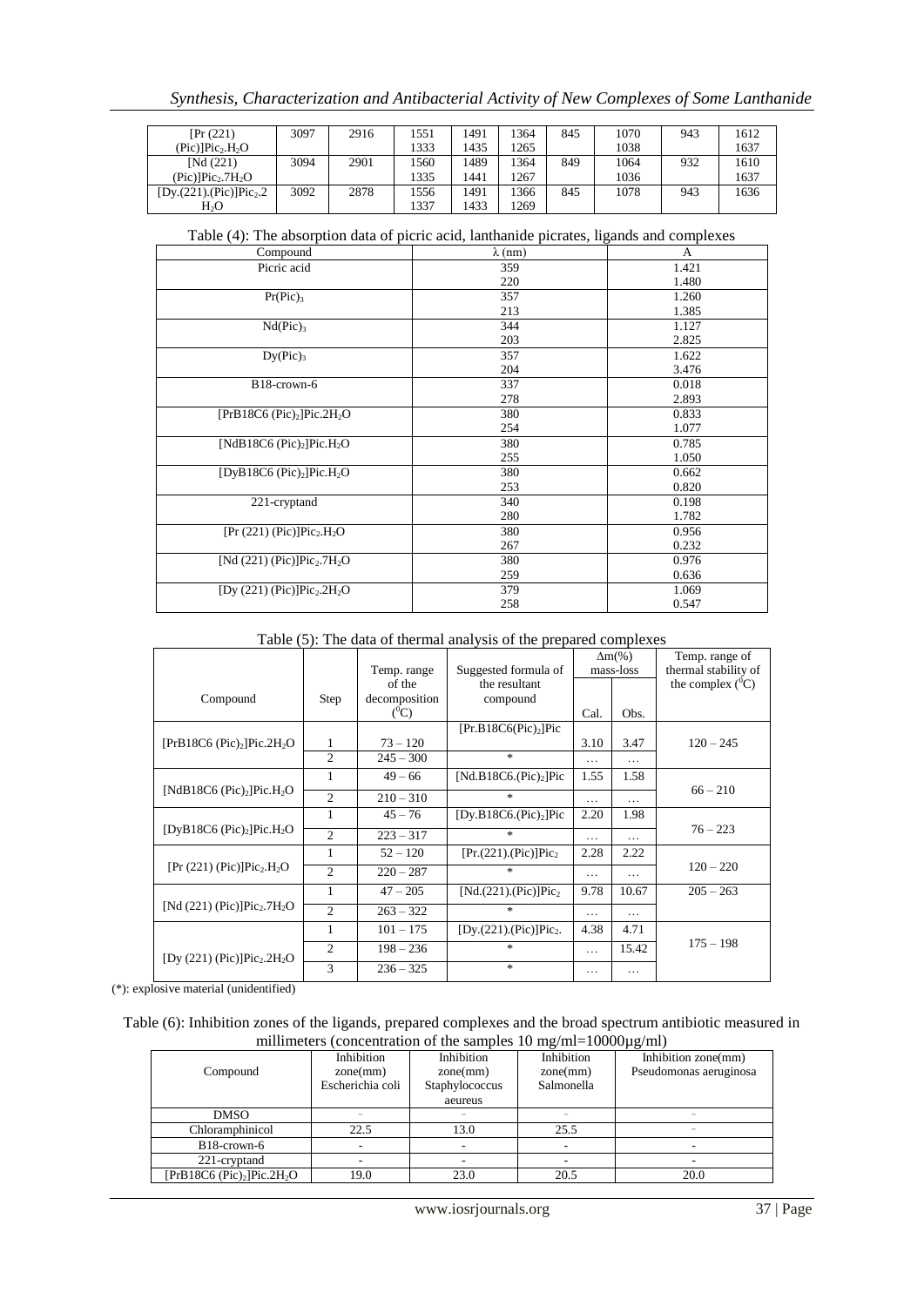| [Pr (221) (Pic)]$Pic_2$.$H_2O$ | 3097 | 2916 | 1551<br>1333 | 1491<br>1435 | 1364<br>1265 | 845 | 1070<br>1038 | 943 | 1612<br>1637 |
|---|---|---|---|---|---|---|---|---|---|
| [Nd (221) (Pic)]$Pic_2$.7$H_2O$ | 3094 | 2901 | 1560<br>1335 | 1489<br>1441 | 1364<br>1267 | 849 | 1064<br>1036 | 932 | 1610<br>1637 |
| [Dy.(221).(Pic)]$Pic_2$.2 $H_2O$ | 3092 | 2878 | 1556<br>1337 | 1491<br>1433 | 1366<br>1269 | 845 | 1078 | 943 | 1636 |

Table (4): The absorption data of picric acid, lanthanide picrates, ligands and complexes

| Compound | λ (nm) | A |
|---|---|---|
| Picric acid | 359<br>220 | 1.421<br>1.480 |
| Pr$(Pic)_3$ | 357<br>213 | 1.260<br>1.385 |
| Nd$(Pic)_3$ | 344<br>203 | 1.127<br>2.825 |
| Dy$(Pic)_3$ | 357<br>204 | 1.622<br>3.476 |
| B18-crown-6 | 337<br>278 | 0.018<br>2.893 |
| [PrB18C6 $(Pic)_2$]Pic.2$H_2O$ | 380<br>254 | 0.833<br>1.077 |
| [NdB18C6 $(Pic)_2$]Pic.$H_2O$ | 380<br>255 | 0.785<br>1.050 |
| [DyB18C6 $(Pic)_2$]Pic.$H_2O$ | 380<br>253 | 0.662<br>0.820 |
| 221-cryptand | 340<br>280 | 0.198<br>1.782 |
| [Pr (221) (Pic)]$Pic_2$.$H_2O$ | 380<br>267 | 0.956<br>0.232 |
| [Nd (221) (Pic)]$Pic_2$.7$H_2O$ | 380<br>259 | 0.976<br>0.636 |
| [Dy (221) (Pic)]$Pic_2$.2$H_2O$ | 379<br>258 | 1.069<br>0.547 |

Table (5): The data of thermal analysis of the prepared complexes

| Compound | Step | Temp. range of the decomposition ($^0$C) | Suggested formula of the resultant compound | Δm(%) mass-loss | | Temp. range of thermal stability of the complex ($^0$C) |
|---|---|---|---|---|---|---|
| | | | | Cal. | Obs. | |
| [PrB18C6 $(Pic)_2$]Pic.2$H_2O$ | 1 | 73 – 120 | [Pr.B18C6$(Pic)_2$]Pic | 3.10 | 3.47 | 120 – 245 |
| | 2 | 245 – 300 | * | … | … | |
| [NdB18C6 $(Pic)_2$]Pic.$H_2O$ | 1 | 49 – 66 | [Nd.B18C6.$(Pic)_2$]Pic | 1.55 | 1.58 | 66 – 210 |
| | 2 | 210 – 310 | * | … | … | |
| [DyB18C6 $(Pic)_2$]Pic.$H_2O$ | 1 | 45 – 76 | [Dy.B18C6.$(Pic)_2$]Pic | 2.20 | 1.98 | 76 – 223 |
| | 2 | 223 – 317 | * | … | … | |
| [Pr (221) (Pic)]$Pic_2$.$H_2O$ | 1 | 52 – 120 | [Pr.(221).(Pic)]$Pic_2$ | 2.28 | 2.22 | 120 – 220 |
| | 2 | 220 – 287 | * | … | … | |
| [Nd (221) (Pic)]$Pic_2$.7$H_2O$ | 1 | 47 – 205 | [Nd.(221).(Pic)]$Pic_2$ | 9.78 | 10.67 | 205 – 263 |
| | 2 | 263 – 322 | * | … | … | |
| [Dy (221) (Pic)]$Pic_2$.2$H_2O$ | 1 | 101 – 175 | [Dy.(221).(Pic)]$Pic_2$. | 4.38 | 4.71 | 175 – 198 |
| | 2 | 198 – 236 | * | … | 15.42 | |
| | 3 | 236 – 325 | * | … | … | |

(*): explosive material (unidentified)

Table (6): Inhibition zones of the ligands, prepared complexes and the broad spectrum antibiotic measured in millimeters (concentration of the samples 10 mg/ml=10000μg/ml)

| Compound | Inhibition zone(mm) Escherichia coli | Inhibition zone(mm) Staphylococcus aeureus | Inhibition zone(mm) Salmonella | Inhibition zone(mm) Pseudomonas aeruginosa |
|---|---|---|---|---|
| DMSO | - | - | - | - |
| Chloramphinicol | 22.5 | 13.0 | 25.5 | - |
| B18-crown-6 | - | - | - | - |
| 221-cryptand | - | - | - | - |
| [PrB18C6 $(Pic)_2$]Pic.2$H_2O$ | 19.0 | 23.0 | 20.5 | 20.0 |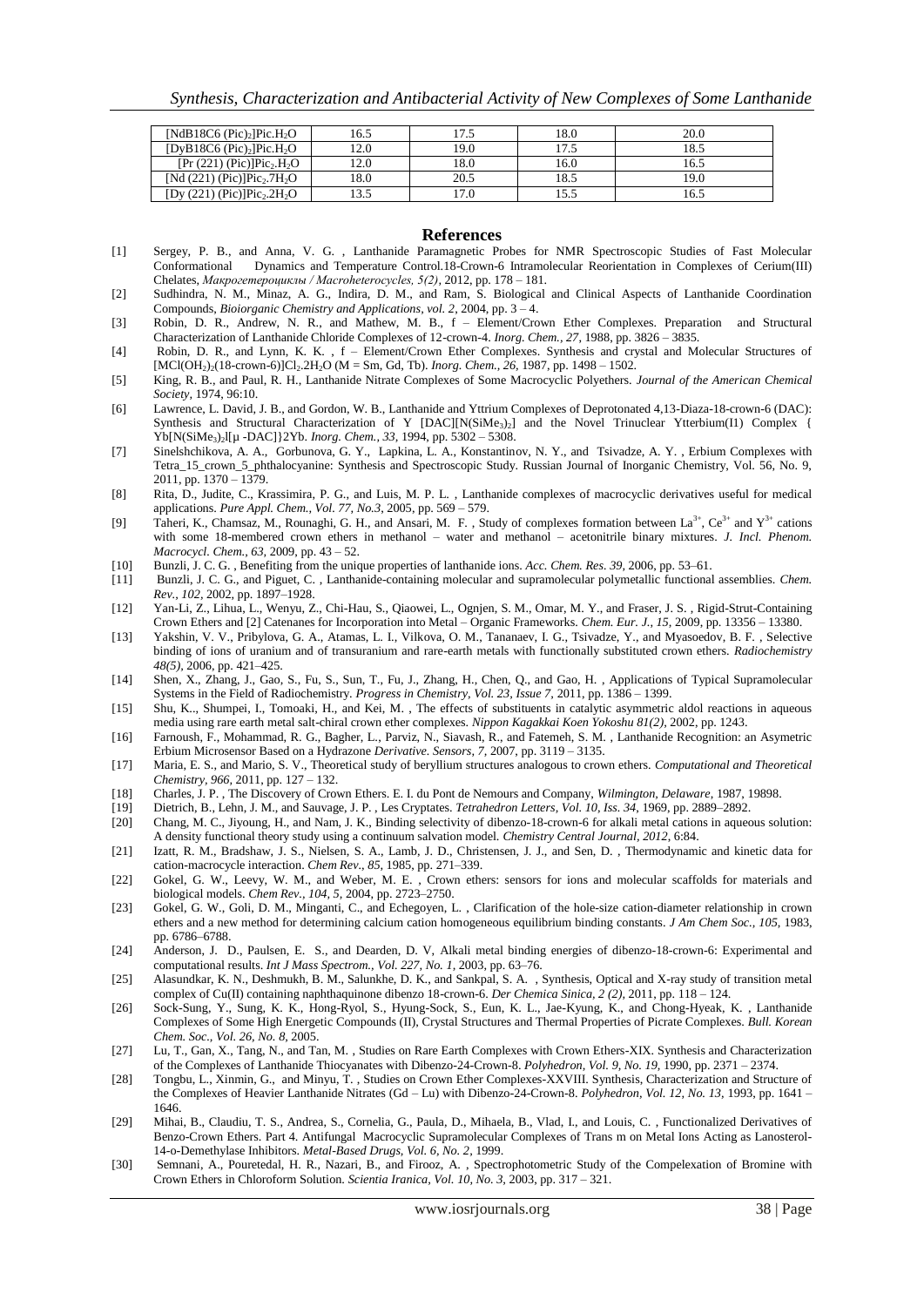| $[NdB18C6\ (Pic)_2]Pic.H_2O$ | 16.5 | 17.5 | 18.0 | 20.0 |
|---|---|---|---|---|
| $[DyB18C6\ (Pic)_2]Pic.H_2O$ | 12.0 | 19.0 | 17.5 | 18.5 |
| $[Pr\ (221)\ (Pic)]Pic_2.H_2O$ | 12.0 | 18.0 | 16.0 | 16.5 |
| $[Nd\ (221)\ (Pic)]Pic_2.7H_2O$ | 18.0 | 20.5 | 18.5 | 19.0 |
| $[Dy\ (221)\ (Pic)]Pic_2.2H_2O$ | 13.5 | 17.0 | 15.5 | 16.5 |

## References

[1] Sergey, P. B., and Anna, V. G. , Lanthanide Paramagnetic Probes for NMR Spectroscopic Studies of Fast Molecular Conformational Dynamics and Temperature Control.18-Crown-6 Intramolecular Reorientation in Complexes of Cerium(III) Chelates, *Макрогетероциклы / Macroheterocycles, 5(2)*, 2012, pp. 178 – 181.

[2] Sudhindra, N. M., Minaz, A. G., Indira, D. M., and Ram, S. Biological and Clinical Aspects of Lanthanide Coordination Compounds, *Bioiorganic Chemistry and Applications, vol. 2*, 2004, pp. 3 – 4.

[3] Robin, D. R., Andrew, N. R., and Mathew, M. B., f – Element/Crown Ether Complexes. Preparation and Structural Characterization of Lanthanide Chloride Complexes of 12-crown-4. *Inorg. Chem., 27*, 1988, pp. 3826 – 3835.

[4] Robin, D. R., and Lynn, K. K. , f – Element/Crown Ether Complexes. Synthesis and crystal and Molecular Structures of $[MCl(OH_2)_2(18\text{-crown-}6)]Cl_2.2H_2O$ (M = Sm, Gd, Tb). *Inorg. Chem., 26*, 1987, pp. 1498 – 1502.

[5] King, R. B., and Paul, R. H., Lanthanide Nitrate Complexes of Some Macrocyclic Polyethers. *Journal of the American Chemical Society*, 1974, 96:10.

[6] Lawrence, L. David, J. B., and Gordon, W. B., Lanthanide and Yttrium Complexes of Deprotonated 4,13-Diaza-18-crown-6 (DAC): Synthesis and Structural Characterization of Y $[DAC][N(SiMe_3)_2]$ and the Novel Trinuclear Ytterbium(I1) Complex { $Yb[N(SiMe_3)_2][\mu\text{-DAC}]$}2Yb. *Inorg. Chem., 33*, 1994, pp. 5302 – 5308.

[7] Sinelshchikova, A. A., Gorbunova, G. Y., Lapkina, L. A., Konstantinov, N. Y., and Tsivadze, A. Y. , Erbium Complexes with Tetra_15_crown_5_phthalocyanine: Synthesis and Spectroscopic Study. Russian Journal of Inorganic Chemistry, Vol. 56, No. 9, 2011, pp. 1370 – 1379.

[8] Rita, D., Judite, C., Krassimira, P. G., and Luis, M. P. L. , Lanthanide complexes of macrocyclic derivatives useful for medical applications. *Pure Appl. Chem., Vol. 77, No.3*, 2005, pp. 569 – 579.

[9] Taheri, K., Chamsaz, M., Rounaghi, G. H., and Ansari, M. F. , Study of complexes formation between $La^{3+}$, $Ce^{3+}$ and $Y^{3+}$ cations with some 18-membered crown ethers in methanol – water and methanol – acetonitrile binary mixtures. *J. Incl. Phenom. Macrocycl. Chem., 63*, 2009, pp. 43 – 52.

[10] Bunzli, J. C. G. , Benefiting from the unique properties of lanthanide ions. *Acc. Chem. Res. 39*, 2006, pp. 53–61.

[11] Bunzli, J. C. G., and Piguet, C. , Lanthanide-containing molecular and supramolecular polymetallic functional assemblies. *Chem. Rev., 102*, 2002, pp. 1897–1928.

[12] Yan-Li, Z., Lihua, L., Wenyu, Z., Chi-Hau, S., Qiaowei, L., Ognjen, S. M., Omar, M. Y., and Fraser, J. S. , Rigid-Strut-Containing Crown Ethers and [2] Catenanes for Incorporation into Metal – Organic Frameworks. *Chem. Eur. J., 15*, 2009, pp. 13356 – 13380.

[13] Yakshin, V. V., Pribylova, G. A., Atamas, L. I., Vilkova, O. M., Tananaev, I. G., Tsivadze, Y., and Myasoedov, B. F. , Selective binding of ions of uranium and of transuranium and rare-earth metals with functionally substituted crown ethers. *Radiochemistry 48(5)*, 2006, pp. 421–425.

[14] Shen, X., Zhang, J., Gao, S., Fu, S., Sun, T., Fu, J., Zhang, H., Chen, Q., and Gao, H. , Applications of Typical Supramolecular Systems in the Field of Radiochemistry. *Progress in Chemistry, Vol. 23, Issue 7*, 2011, pp. 1386 – 1399.

[15] Shu, K.., Shumpei, I., Tomoaki, H., and Kei, M. , The effects of substituents in catalytic asymmetric aldol reactions in aqueous media using rare earth metal salt-chiral crown ether complexes. *Nippon Kagakkai Koen Yokoshu 81(2)*, 2002, pp. 1243.

[16] Farnoush, F., Mohammad, R. G., Bagher, L., Parviz, N., Siavash, R., and Fatemeh, S. M. , Lanthanide Recognition: an Asymetric Erbium Microsensor Based on a Hydrazone *Derivative. Sensors, 7*, 2007, pp. 3119 – 3135.

[17] Maria, E. S., and Mario, S. V., Theoretical study of beryllium structures analogous to crown ethers. *Computational and Theoretical Chemistry, 966*, 2011, pp. 127 – 132.

[18] Charles, J. P. , The Discovery of Crown Ethers. E. I. du Pont de Nemours and Company, *Wilmington, Delaware*, 1987, 19898.

[19] Dietrich, B., Lehn, J. M., and Sauvage, J. P. , Les Cryptates. *Tetrahedron Letters, Vol. 10, Iss. 34*, 1969, pp. 2889–2892.

[20] Chang, M. C., Jiyoung, H., and Nam, J. K., Binding selectivity of dibenzo-18-crown-6 for alkali metal cations in aqueous solution: A density functional theory study using a continuum salvation model. *Chemistry Central Journal, 2012*, 6:84.

[21] Izatt, R. M., Bradshaw, J. S., Nielsen, S. A., Lamb, J. D., Christensen, J. J., and Sen, D. , Thermodynamic and kinetic data for cation-macrocycle interaction. *Chem Rev., 85*, 1985, pp. 271–339.

[22] Gokel, G. W., Leevy, W. M., and Weber, M. E. , Crown ethers: sensors for ions and molecular scaffolds for materials and biological models. *Chem Rev., 104, 5*, 2004, pp. 2723–2750.

[23] Gokel, G. W., Goli, D. M., Minganti, C., and Echegoyen, L. , Clarification of the hole-size cation-diameter relationship in crown ethers and a new method for determining calcium cation homogeneous equilibrium binding constants. *J Am Chem Soc., 105*, 1983, pp. 6786–6788.

[24] Anderson, J. D., Paulsen, E. S., and Dearden, D. V, Alkali metal binding energies of dibenzo-18-crown-6: Experimental and computational results. *Int J Mass Spectrom., Vol. 227, No. 1*, 2003, pp. 63–76.

[25] Alasundkar, K. N., Deshmukh, B. M., Salunkhe, D. K., and Sankpal, S. A. , Synthesis, Optical and X-ray study of transition metal complex of Cu(II) containing naphthaquinone dibenzo 18-crown-6. *Der Chemica Sinica, 2 (2)*, 2011, pp. 118 – 124.

[26] Sock-Sung, Y., Sung, K. K., Hong-Ryol, S., Hyung-Sock, S., Eun, K. L., Jae-Kyung, K., and Chong-Hyeak, K. , Lanthanide Complexes of Some High Energetic Compounds (II), Crystal Structures and Thermal Properties of Picrate Complexes. *Bull. Korean Chem. Soc., Vol. 26, No. 8*, 2005.

[27] Lu, T., Gan, X., Tang, N., and Tan, M. , Studies on Rare Earth Complexes with Crown Ethers-XIX. Synthesis and Characterization of the Complexes of Lanthanide Thiocyanates with Dibenzo-24-Crown-8. *Polyhedron, Vol. 9, No. 19*, 1990, pp. 2371 – 2374.

[28] Tongbu, L., Xinmin, G., and Minyu, T. , Studies on Crown Ether Complexes-XXVIII. Synthesis, Characterization and Structure of the Complexes of Heavier Lanthanide Nitrates (Gd – Lu) with Dibenzo-24-Crown-8. *Polyhedron, Vol. 12, No. 13*, 1993, pp. 1641 – 1646.

[29] Mihai, B., Claudiu, T. S., Andrea, S., Cornelia, G., Paula, D., Mihaela, B., Vlad, I., and Louis, C. , Functionalized Derivatives of Benzo-Crown Ethers. Part 4. Antifungal Macrocyclic Supramolecular Complexes of Trans m on Metal Ions Acting as Lanosterol-14-o-Demethylase Inhibitors. *Metal-Based Drugs, Vol. 6, No. 2*, 1999.

[30] Semnani, A., Pouretedal, H. R., Nazari, B., and Firooz, A. , Spectrophotometric Study of the Compelexation of Bromine with Crown Ethers in Chloroform Solution. *Scientia Iranica, Vol. 10, No. 3*, 2003, pp. 317 – 321.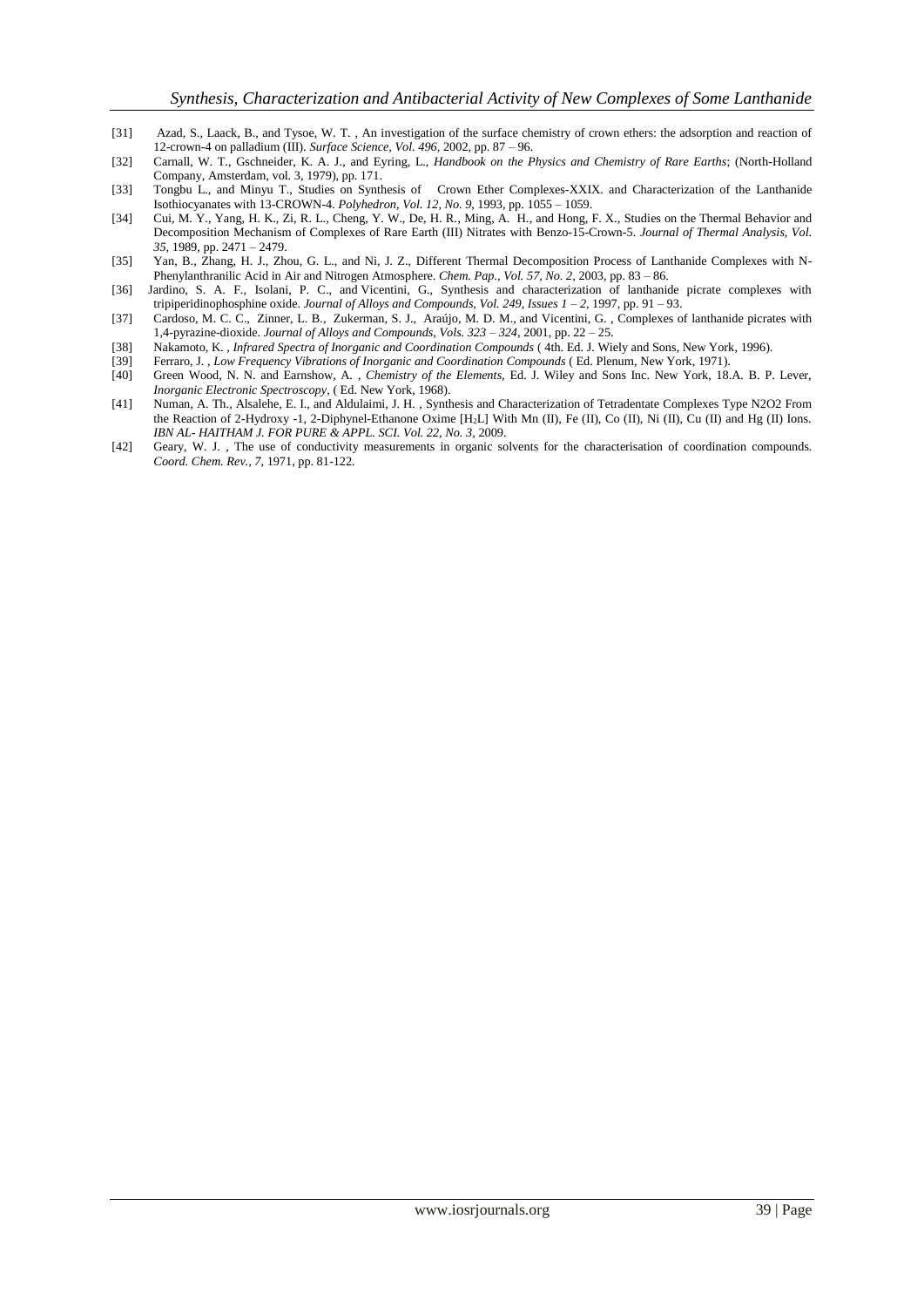[31] Azad, S., Laack, B., and Tysoe, W. T. , An investigation of the surface chemistry of crown ethers: the adsorption and reaction of 12-crown-4 on palladium (III). *Surface Science, Vol. 496*, 2002, pp. 87 – 96.

[32] Carnall, W. T., Gschneider, K. A. J., and Eyring, L., *Handbook on the Physics and Chemistry of Rare Earths*; (North-Holland Company, Amsterdam, vol. 3, 1979), pp. 171.

[33] Tongbu L., and Minyu T., Studies on Synthesis of Crown Ether Complexes-XXIX. and Characterization of the Lanthanide Isothiocyanates with 13-CROWN-4. *Polyhedron, Vol. 12, No. 9*, 1993, pp. 1055 – 1059.

[34] Cui, M. Y., Yang, H. K., Zi, R. L., Cheng, Y. W., De, H. R., Ming, A. H., and Hong, F. X., Studies on the Thermal Behavior and Decomposition Mechanism of Complexes of Rare Earth (III) Nitrates with Benzo-15-Crown-5. *Journal of Thermal Analysis, Vol. 35*, 1989, pp. 2471 – 2479.

[35] Yan, B., Zhang, H. J., Zhou, G. L., and Ni, J. Z., Different Thermal Decomposition Process of Lanthanide Complexes with N-Phenylanthranilic Acid in Air and Nitrogen Atmosphere. *Chem. Pap., Vol. 57, No. 2*, 2003, pp. 83 – 86.

[36] Jardino, S. A. F., Isolani, P. C., and Vicentini, G., Synthesis and characterization of lanthanide picrate complexes with tripiperidinophosphine oxide. *Journal of Alloys and Compounds, Vol. 249, Issues 1 – 2*, 1997, pp. 91 – 93.

[37] Cardoso, M. C. C., Zinner, L. B., Zukerman, S. J., Araújo, M. D. M., and Vicentini, G. , Complexes of lanthanide picrates with 1,4-pyrazine-dioxide. *Journal of Alloys and Compounds, Vols. 323 – 324*, 2001, pp. 22 – 25.

[38] Nakamoto, K. , *Infrared Spectra of Inorganic and Coordination Compounds* ( 4th. Ed. J. Wiely and Sons, New York, 1996).

[39] Ferraro, J. , *Low Frequency Vibrations of Inorganic and Coordination Compounds* ( Ed. Plenum, New York, 1971).

[40] Green Wood, N. N. and Earnshow, A. , *Chemistry of the Elements*, Ed. J. Wiley and Sons Inc. New York, 18.A. B. P. Lever, *Inorganic Electronic Spectroscopy*, ( Ed. New York, 1968).

[41] Numan, A. Th., Alsalehe, E. I., and Aldulaimi, J. H. , Synthesis and Characterization of Tetradentate Complexes Type N2O2 From the Reaction of 2-Hydroxy -1, 2-Diphynel-Ethanone Oxime [$H_2L$] With Mn (II), Fe (II), Co (II), Ni (II), Cu (II) and Hg (II) Ions. *IBN AL- HAITHAM J. FOR PURE & APPL. SCI. Vol. 22, No. 3*, 2009.

[42] Geary, W. J. , The use of conductivity measurements in organic solvents for the characterisation of coordination compounds. *Coord. Chem. Rev., 7*, 1971, pp. 81-122.